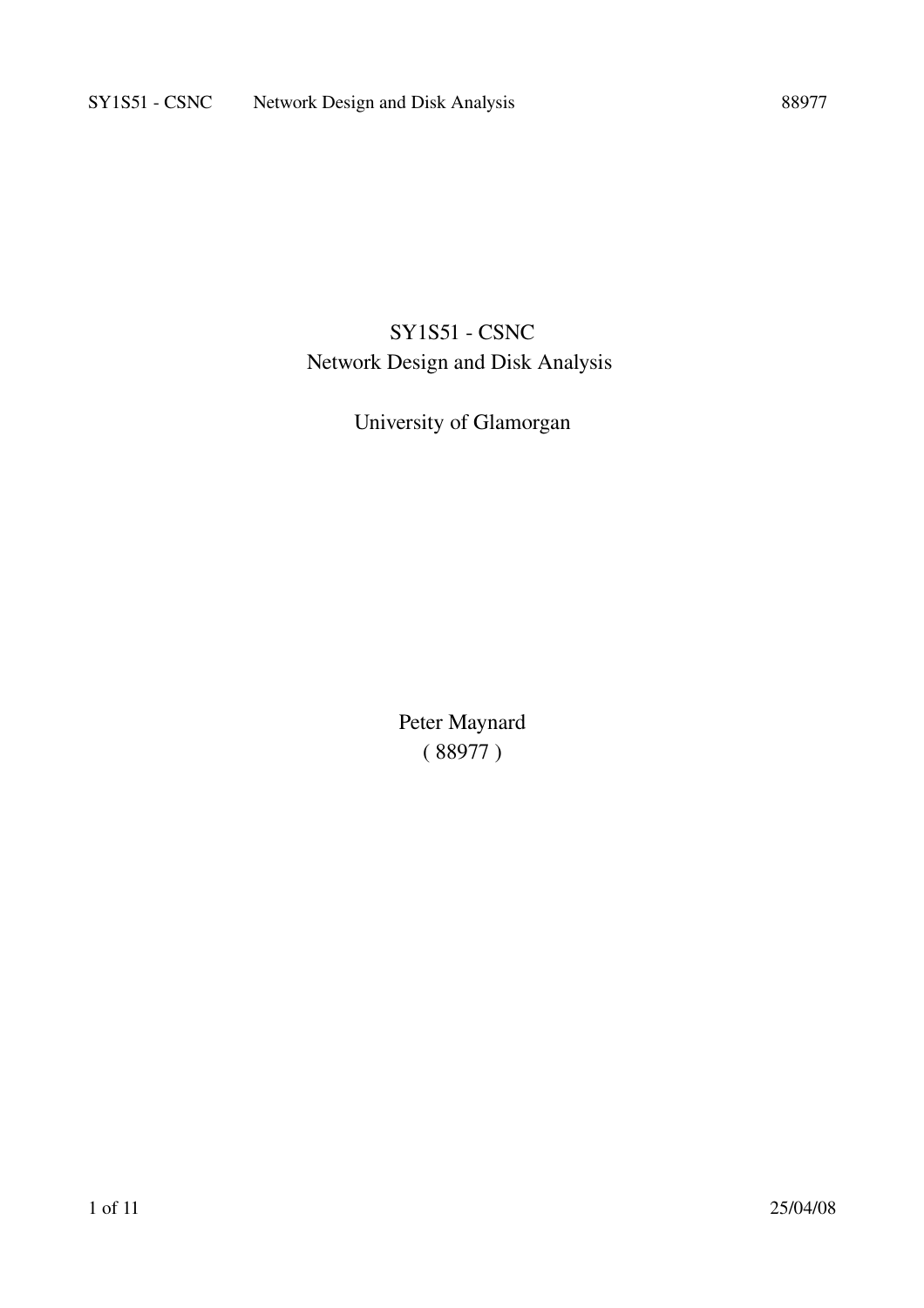# SY1S51 - CSNC
## Network Design and Disk Analysis

University of Glamorgan

Peter Maynard
( 88977 )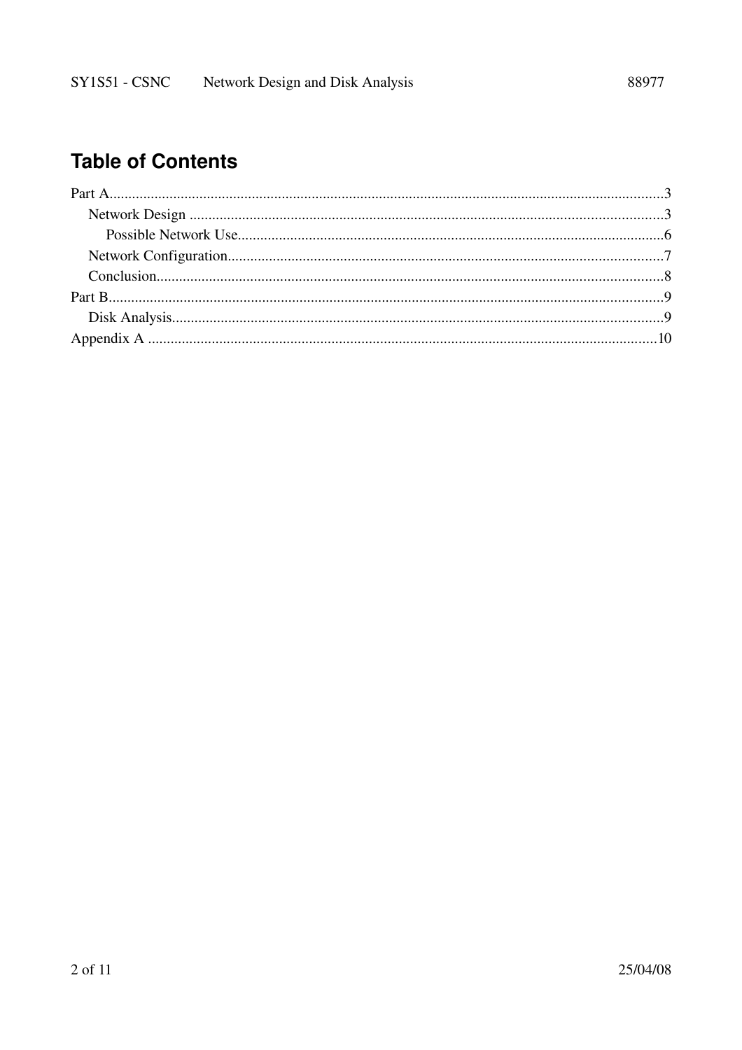# Table of Contents

- Part A......................................................................3
  - Network Design......................................................................3
    - Possible Network Use......................................................................6
  - Network Configuration......................................................................7
  - Conclusion......................................................................8
- Part B......................................................................9
  - Disk Analysis......................................................................9
- Appendix A......................................................................10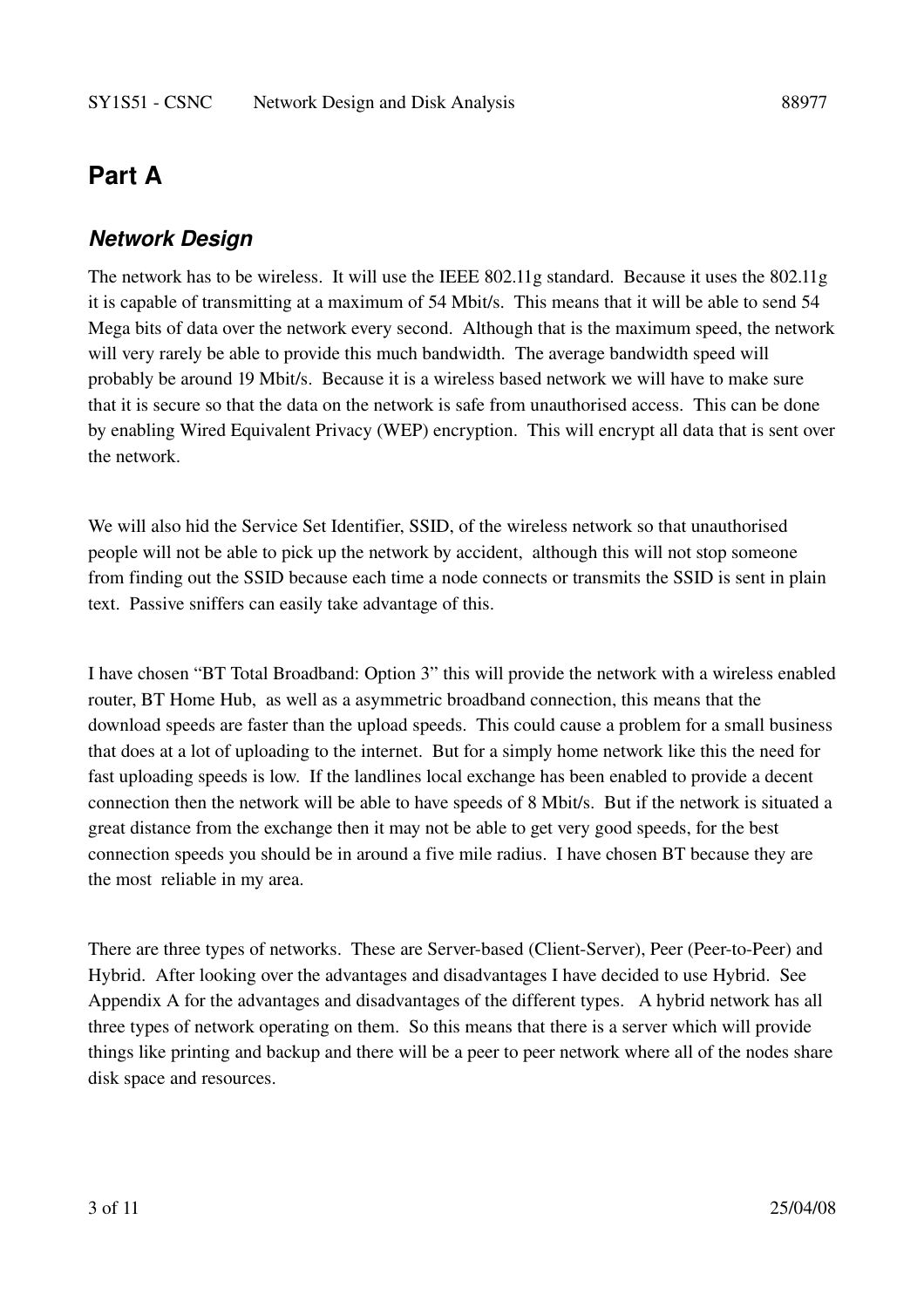# Part A

## *Network Design*

The network has to be wireless. It will use the IEEE 802.11g standard. Because it uses the 802.11g it is capable of transmitting at a maximum of 54 Mbit/s. This means that it will be able to send 54 Mega bits of data over the network every second. Although that is the maximum speed, the network will very rarely be able to provide this much bandwidth. The average bandwidth speed will probably be around 19 Mbit/s. Because it is a wireless based network we will have to make sure that it is secure so that the data on the network is safe from unauthorised access. This can be done by enabling Wired Equivalent Privacy (WEP) encryption. This will encrypt all data that is sent over the network.

We will also hid the Service Set Identifier, SSID, of the wireless network so that unauthorised people will not be able to pick up the network by accident, although this will not stop someone from finding out the SSID because each time a node connects or transmits the SSID is sent in plain text. Passive sniffers can easily take advantage of this.

I have chosen "BT Total Broadband: Option 3" this will provide the network with a wireless enabled router, BT Home Hub, as well as a asymmetric broadband connection, this means that the download speeds are faster than the upload speeds. This could cause a problem for a small business that does at a lot of uploading to the internet. But for a simply home network like this the need for fast uploading speeds is low. If the landlines local exchange has been enabled to provide a decent connection then the network will be able to have speeds of 8 Mbit/s. But if the network is situated a great distance from the exchange then it may not be able to get very good speeds, for the best connection speeds you should be in around a five mile radius. I have chosen BT because they are the most reliable in my area.

There are three types of networks. These are Server-based (Client-Server), Peer (Peer-to-Peer) and Hybrid. After looking over the advantages and disadvantages I have decided to use Hybrid. See Appendix A for the advantages and disadvantages of the different types. A hybrid network has all three types of network operating on them. So this means that there is a server which will provide things like printing and backup and there will be a peer to peer network where all of the nodes share disk space and resources.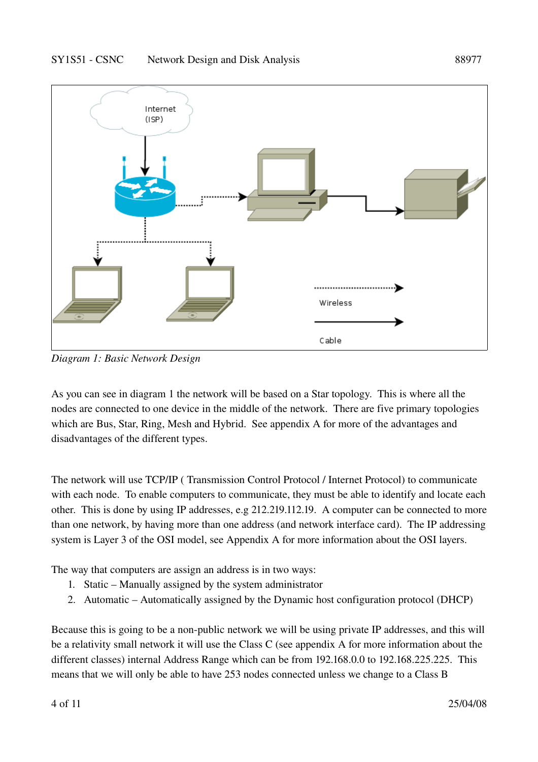*Diagram 1: Basic Network Design*

As you can see in diagram 1 the network will be based on a Star topology. This is where all the nodes are connected to one device in the middle of the network. There are five primary topologies which are Bus, Star, Ring, Mesh and Hybrid. See appendix A for more of the advantages and disadvantages of the different types.

The network will use TCP/IP ( Transmission Control Protocol / Internet Protocol) to communicate with each node. To enable computers to communicate, they must be able to identify and locate each other. This is done by using IP addresses, e.g 212.219.112.19. A computer can be connected to more than one network, by having more than one address (and network interface card). The IP addressing system is Layer 3 of the OSI model, see Appendix A for more information about the OSI layers.

The way that computers are assign an address is in two ways:

1. Static – Manually assigned by the system administrator
2. Automatic – Automatically assigned by the Dynamic host configuration protocol (DHCP)

Because this is going to be a non-public network we will be using private IP addresses, and this will be a relativity small network it will use the Class C (see appendix A for more information about the different classes) internal Address Range which can be from 192.168.0.0 to 192.168.225.225. This means that we will only be able to have 253 nodes connected unless we change to a Class B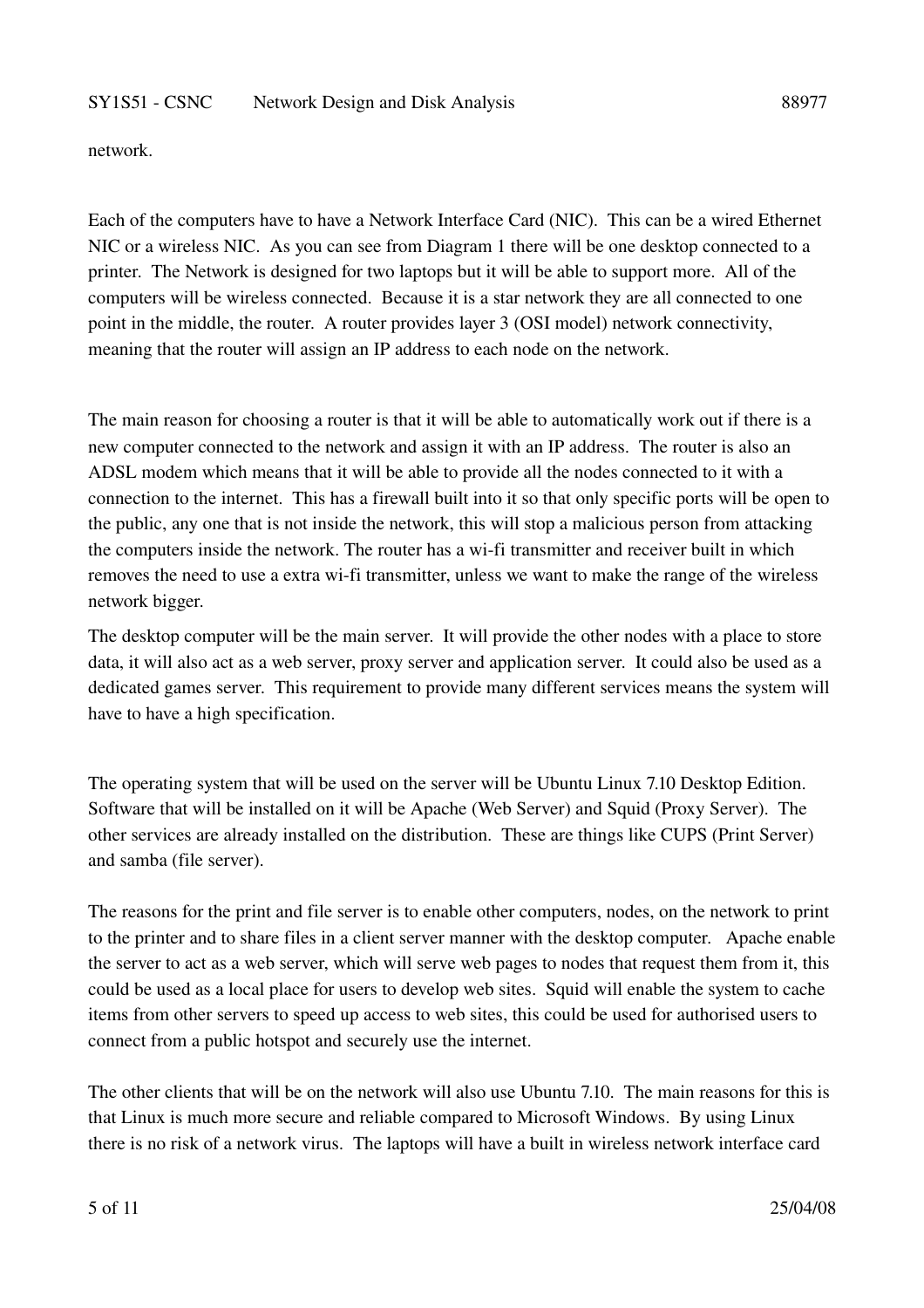network.

Each of the computers have to have a Network Interface Card (NIC). This can be a wired Ethernet NIC or a wireless NIC. As you can see from Diagram 1 there will be one desktop connected to a printer. The Network is designed for two laptops but it will be able to support more. All of the computers will be wireless connected. Because it is a star network they are all connected to one point in the middle, the router. A router provides layer 3 (OSI model) network connectivity, meaning that the router will assign an IP address to each node on the network.

The main reason for choosing a router is that it will be able to automatically work out if there is a new computer connected to the network and assign it with an IP address. The router is also an ADSL modem which means that it will be able to provide all the nodes connected to it with a connection to the internet. This has a firewall built into it so that only specific ports will be open to the public, any one that is not inside the network, this will stop a malicious person from attacking the computers inside the network. The router has a wi-fi transmitter and receiver built in which removes the need to use a extra wi-fi transmitter, unless we want to make the range of the wireless network bigger.

The desktop computer will be the main server. It will provide the other nodes with a place to store data, it will also act as a web server, proxy server and application server. It could also be used as a dedicated games server. This requirement to provide many different services means the system will have to have a high specification.

The operating system that will be used on the server will be Ubuntu Linux 7.10 Desktop Edition. Software that will be installed on it will be Apache (Web Server) and Squid (Proxy Server). The other services are already installed on the distribution. These are things like CUPS (Print Server) and samba (file server).

The reasons for the print and file server is to enable other computers, nodes, on the network to print to the printer and to share files in a client server manner with the desktop computer. Apache enable the server to act as a web server, which will serve web pages to nodes that request them from it, this could be used as a local place for users to develop web sites. Squid will enable the system to cache items from other servers to speed up access to web sites, this could be used for authorised users to connect from a public hotspot and securely use the internet.

The other clients that will be on the network will also use Ubuntu 7.10. The main reasons for this is that Linux is much more secure and reliable compared to Microsoft Windows. By using Linux there is no risk of a network virus. The laptops will have a built in wireless network interface card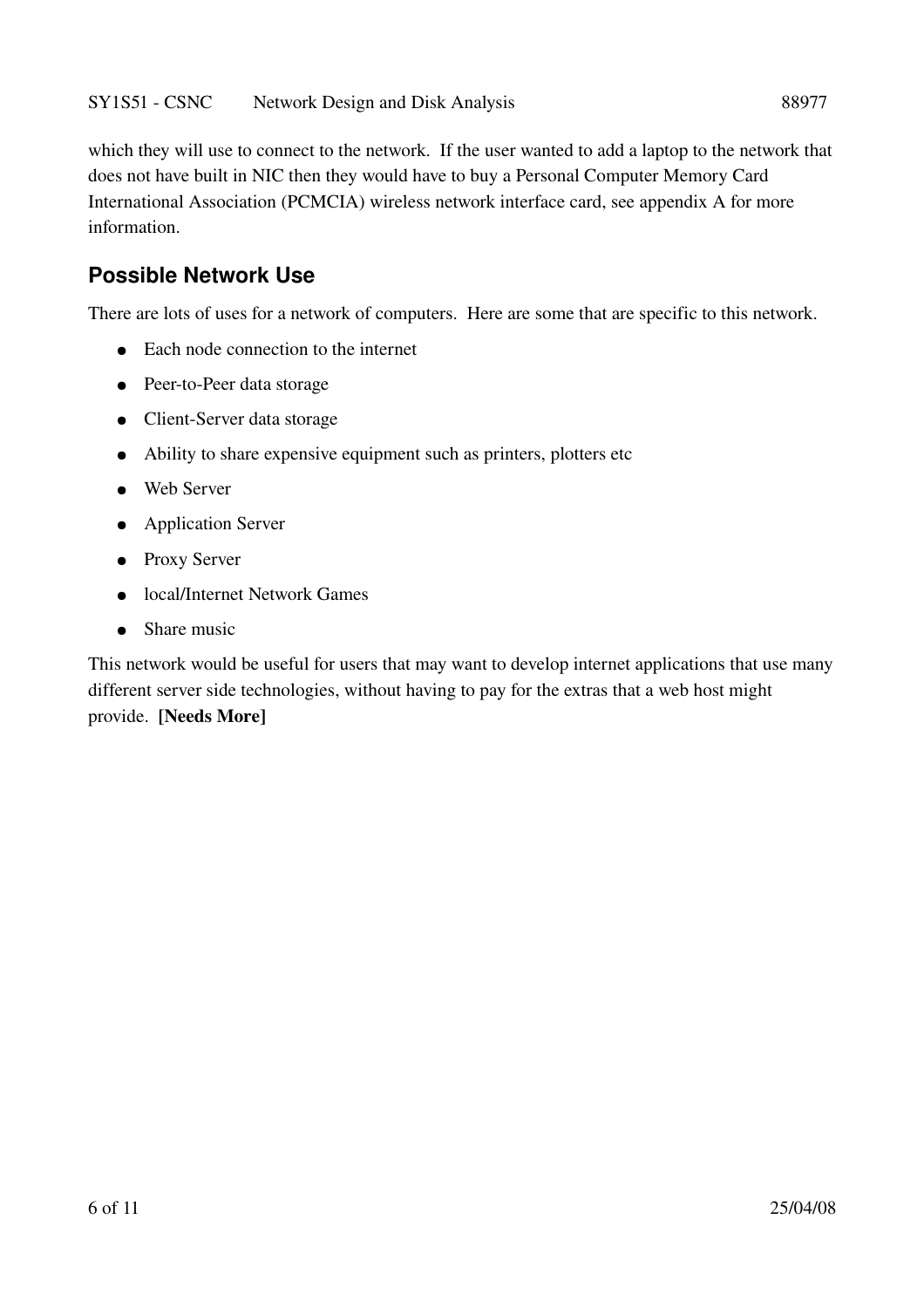which they will use to connect to the network. If the user wanted to add a laptop to the network that does not have built in NIC then they would have to buy a Personal Computer Memory Card International Association (PCMCIA) wireless network interface card, see appendix A for more information.

## Possible Network Use

There are lots of uses for a network of computers. Here are some that are specific to this network.

- Each node connection to the internet
- Peer-to-Peer data storage
- Client-Server data storage
- Ability to share expensive equipment such as printers, plotters etc
- Web Server
- Application Server
- Proxy Server
- local/Internet Network Games
- Share music

This network would be useful for users that may want to develop internet applications that use many different server side technologies, without having to pay for the extras that a web host might provide. **[Needs More]**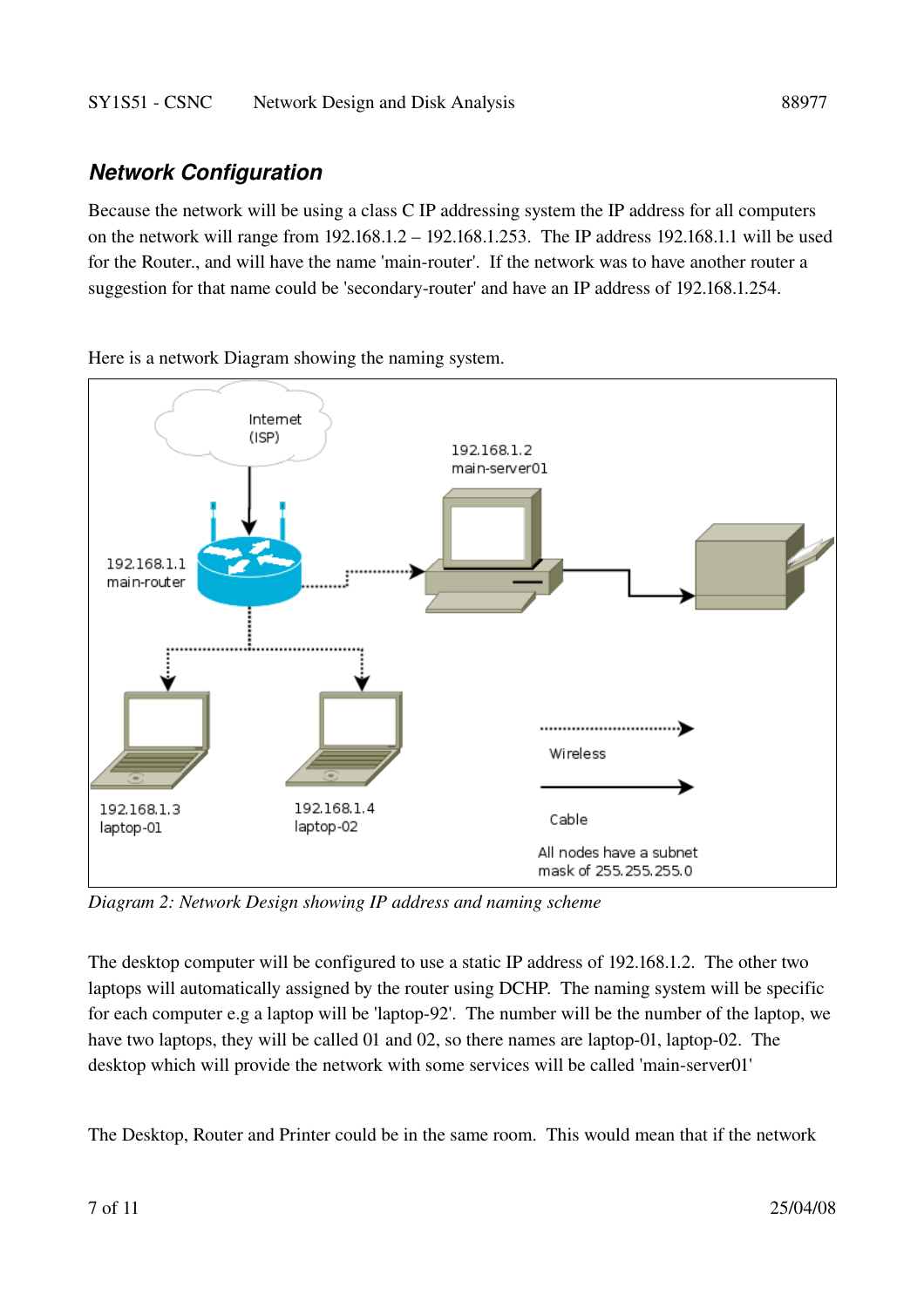## *Network Configuration*

Because the network will be using a class C IP addressing system the IP address for all computers on the network will range from 192.168.1.2 – 192.168.1.253. The IP address 192.168.1.1 will be used for the Router., and will have the name 'main-router'. If the network was to have another router a suggestion for that name could be 'secondary-router' and have an IP address of 192.168.1.254.

Here is a network Diagram showing the naming system.

*Diagram 2: Network Design showing IP address and naming scheme*

The desktop computer will be configured to use a static IP address of 192.168.1.2. The other two laptops will automatically assigned by the router using DCHP. The naming system will be specific for each computer e.g a laptop will be 'laptop-92'. The number will be the number of the laptop, we have two laptops, they will be called 01 and 02, so there names are laptop-01, laptop-02. The desktop which will provide the network with some services will be called 'main-server01'

The Desktop, Router and Printer could be in the same room. This would mean that if the network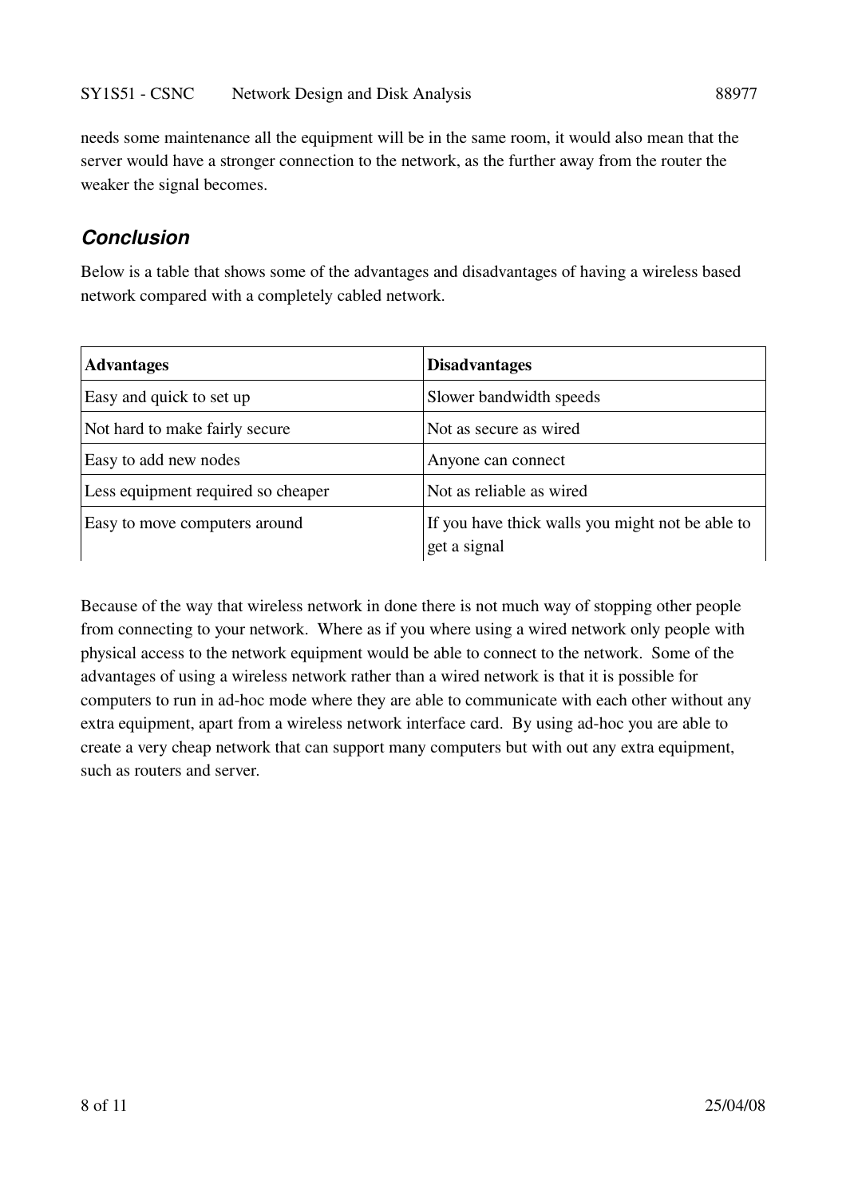needs some maintenance all the equipment will be in the same room, it would also mean that the server would have a stronger connection to the network, as the further away from the router the weaker the signal becomes.

## *Conclusion*

Below is a table that shows some of the advantages and disadvantages of having a wireless based network compared with a completely cabled network.

| **Advantages** | **Disadvantages** |
|---|---|
| Easy and quick to set up | Slower bandwidth speeds |
| Not hard to make fairly secure | Not as secure as wired |
| Easy to add new nodes | Anyone can connect |
| Less equipment required so cheaper | Not as reliable as wired |
| Easy to move computers around | If you have thick walls you might not be able to get a signal |

Because of the way that wireless network in done there is not much way of stopping other people from connecting to your network. Where as if you where using a wired network only people with physical access to the network equipment would be able to connect to the network. Some of the advantages of using a wireless network rather than a wired network is that it is possible for computers to run in ad-hoc mode where they are able to communicate with each other without any extra equipment, apart from a wireless network interface card. By using ad-hoc you are able to create a very cheap network that can support many computers but with out any extra equipment, such as routers and server.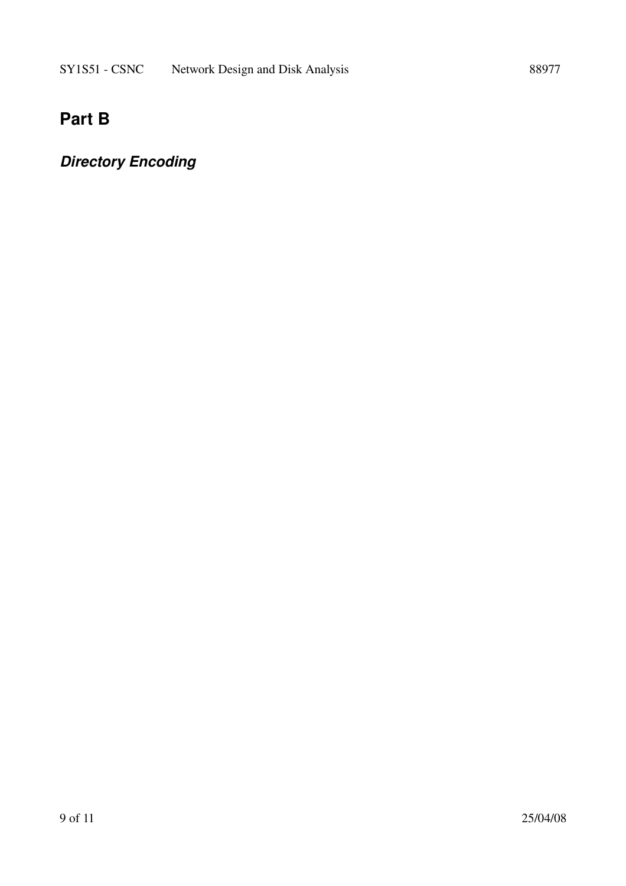# Part B

## *Directory Encoding*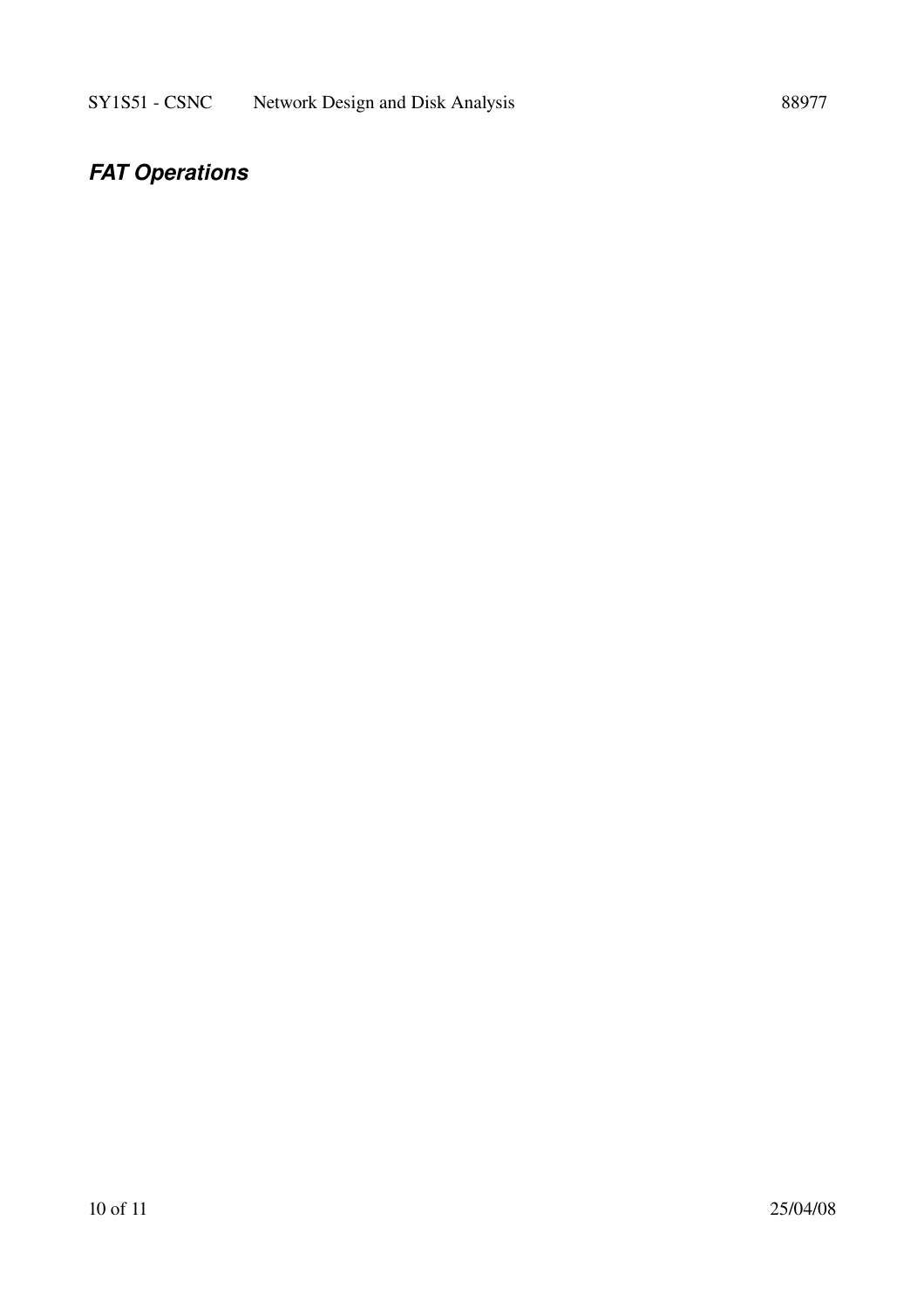## ***FAT Operations***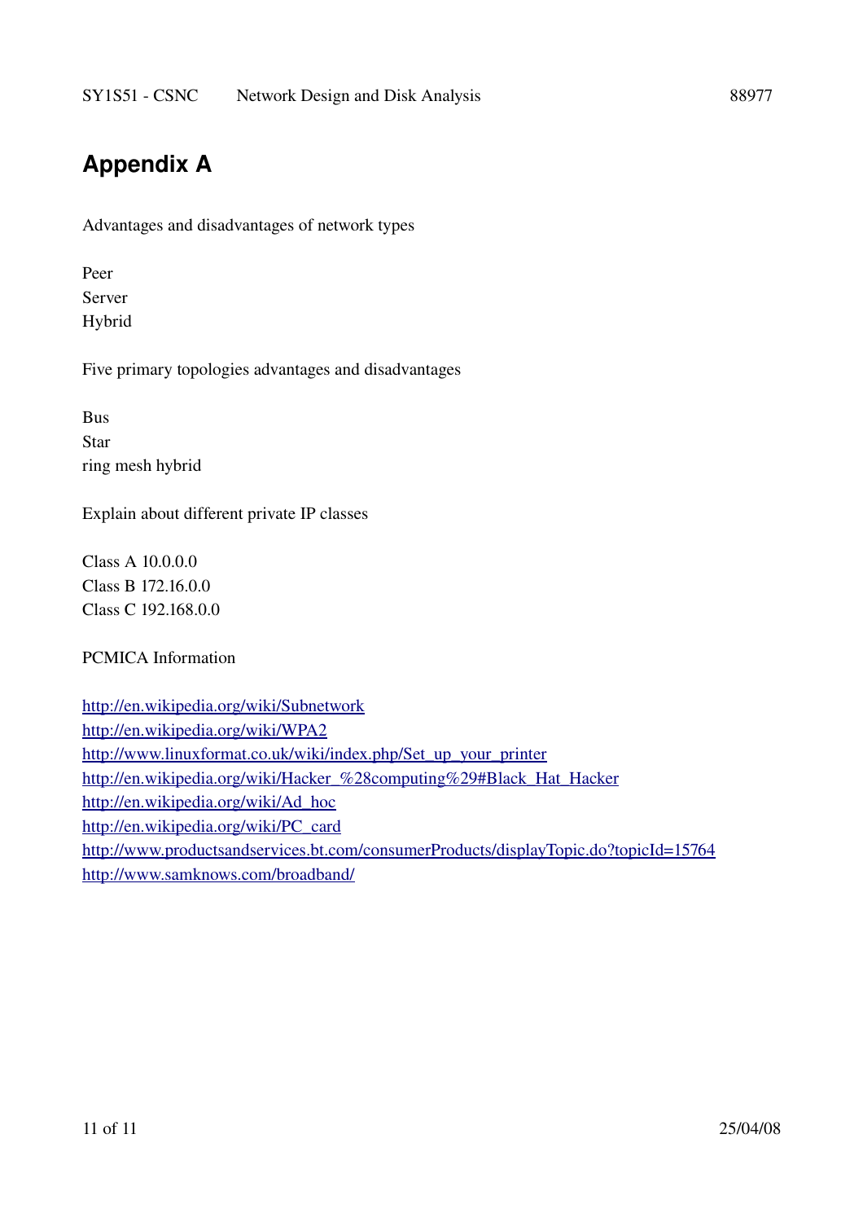# Appendix A

Advantages and disadvantages of network types

Peer
Server
Hybrid

Five primary topologies advantages and disadvantages

Bus
Star
ring mesh hybrid

Explain about different private IP classes

Class A 10.0.0.0
Class B 172.16.0.0
Class C 192.168.0.0

PCMICA Information

http://en.wikipedia.org/wiki/Subnetwork
http://en.wikipedia.org/wiki/WPA2
http://www.linuxformat.co.uk/wiki/index.php/Set_up_your_printer
http://en.wikipedia.org/wiki/Hacker_%28computing%29#Black_Hat_Hacker
http://en.wikipedia.org/wiki/Ad_hoc
http://en.wikipedia.org/wiki/PC_card
http://www.productsandservices.bt.com/consumerProducts/displayTopic.do?topicId=15764
http://www.samknows.com/broadband/